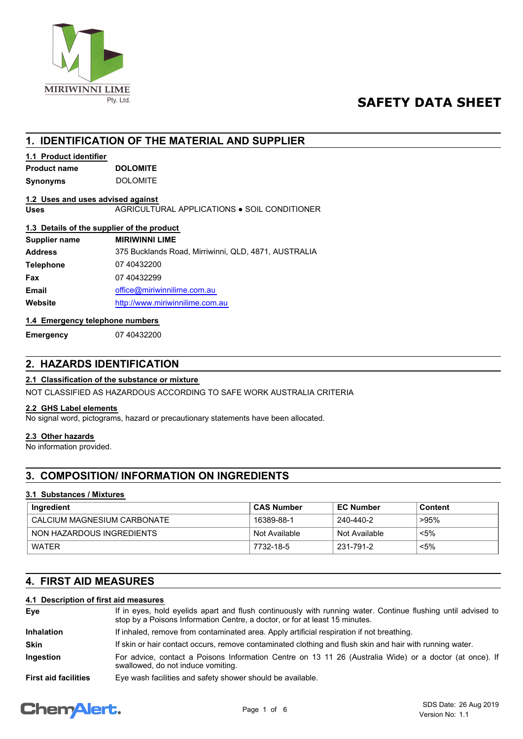MIRIWINNI LIME Pty. Ltd.

# SAFETY DATA SHEET

## 1. IDENTIFICATION OF THE MATERIAL AND SUPPLIER

### 1.1 Product identifier

| | |
|---|---|
| **Product name** | **DOLOMITE** |
| **Synonyms** | DOLOMITE |

### 1.2 Uses and uses advised against

| | |
|---|---|
| **Uses** | AGRICULTURAL APPLICATIONS ● SOIL CONDITIONER |

### 1.3 Details of the supplier of the product

| | |
|---|---|
| **Supplier name** | **MIRIWINNI LIME** |
| **Address** | 375 Bucklands Road, Mirriwinni, QLD, 4871, AUSTRALIA |
| **Telephone** | 07 40432200 |
| **Fax** | 07 40432299 |
| **Email** | office@miriwinnilime.com.au |
| **Website** | http://www.miriwinnilime.com.au |

### 1.4 Emergency telephone numbers

| | |
|---|---|
| **Emergency** | 07 40432200 |

## 2. HAZARDS IDENTIFICATION

### 2.1 Classification of the substance or mixture

NOT CLASSIFIED AS HAZARDOUS ACCORDING TO SAFE WORK AUSTRALIA CRITERIA

### 2.2 GHS Label elements

No signal word, pictograms, hazard or precautionary statements have been allocated.

### 2.3 Other hazards

No information provided.

## 3. COMPOSITION/ INFORMATION ON INGREDIENTS

### 3.1 Substances / Mixtures

| Ingredient | CAS Number | EC Number | Content |
|---|---|---|---|
| CALCIUM MAGNESIUM CARBONATE | 16389-88-1 | 240-440-2 | >95% |
| NON HAZARDOUS INGREDIENTS | Not Available | Not Available | <5% |
| WATER | 7732-18-5 | 231-791-2 | <5% |

## 4. FIRST AID MEASURES

### 4.1 Description of first aid measures

| | |
|---|---|
| **Eye** | If in eyes, hold eyelids apart and flush continuously with running water. Continue flushing until advised to stop by a Poisons Information Centre, a doctor, or for at least 15 minutes. |
| **Inhalation** | If inhaled, remove from contaminated area. Apply artificial respiration if not breathing. |
| **Skin** | If skin or hair contact occurs, remove contaminated clothing and flush skin and hair with running water. |
| **Ingestion** | For advice, contact a Poisons Information Centre on 13 11 26 (Australia Wide) or a doctor (at once). If swallowed, do not induce vomiting. |
| **First aid facilities** | Eye wash facilities and safety shower should be available. |

SDS Date: 26 Aug 2019
Version No: 1.1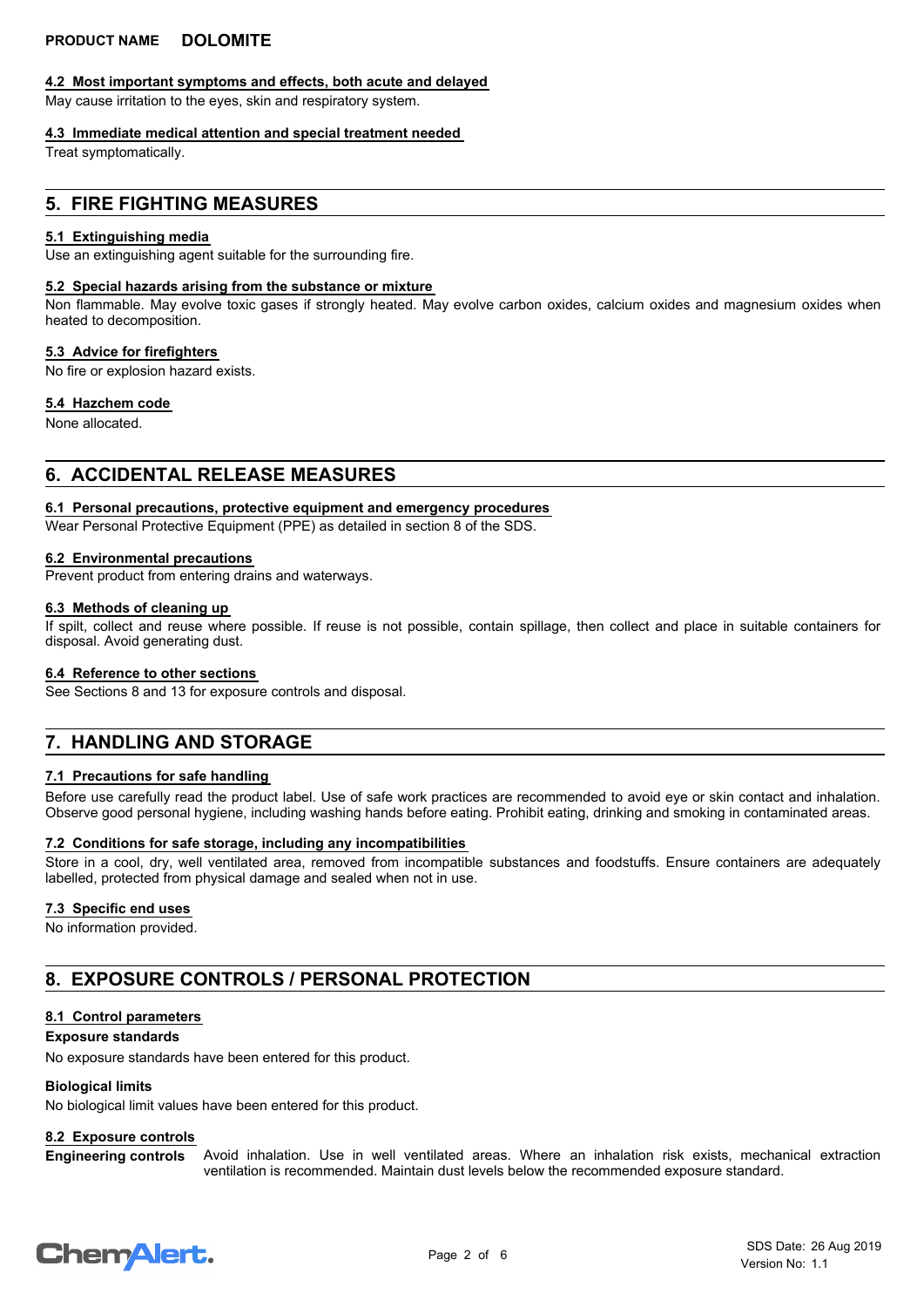### 4.2 Most important symptoms and effects, both acute and delayed

May cause irritation to the eyes, skin and respiratory system.

### 4.3 Immediate medical attention and special treatment needed

Treat symptomatically.

## 5. FIRE FIGHTING MEASURES

### 5.1 Extinguishing media

Use an extinguishing agent suitable for the surrounding fire.

### 5.2 Special hazards arising from the substance or mixture

Non flammable. May evolve toxic gases if strongly heated. May evolve carbon oxides, calcium oxides and magnesium oxides when heated to decomposition.

### 5.3 Advice for firefighters

No fire or explosion hazard exists.

### 5.4 Hazchem code

None allocated.

## 6. ACCIDENTAL RELEASE MEASURES

### 6.1 Personal precautions, protective equipment and emergency procedures

Wear Personal Protective Equipment (PPE) as detailed in section 8 of the SDS.

### 6.2 Environmental precautions

Prevent product from entering drains and waterways.

### 6.3 Methods of cleaning up

If spilt, collect and reuse where possible. If reuse is not possible, contain spillage, then collect and place in suitable containers for disposal. Avoid generating dust.

### 6.4 Reference to other sections

See Sections 8 and 13 for exposure controls and disposal.

## 7. HANDLING AND STORAGE

### 7.1 Precautions for safe handling

Before use carefully read the product label. Use of safe work practices are recommended to avoid eye or skin contact and inhalation. Observe good personal hygiene, including washing hands before eating. Prohibit eating, drinking and smoking in contaminated areas.

### 7.2 Conditions for safe storage, including any incompatibilities

Store in a cool, dry, well ventilated area, removed from incompatible substances and foodstuffs. Ensure containers are adequately labelled, protected from physical damage and sealed when not in use.

### 7.3 Specific end uses

No information provided.

## 8. EXPOSURE CONTROLS / PERSONAL PROTECTION

### 8.1 Control parameters

**Exposure standards**

No exposure standards have been entered for this product.

**Biological limits**

No biological limit values have been entered for this product.

### 8.2 Exposure controls

**Engineering controls** Avoid inhalation. Use in well ventilated areas. Where an inhalation risk exists, mechanical extraction ventilation is recommended. Maintain dust levels below the recommended exposure standard.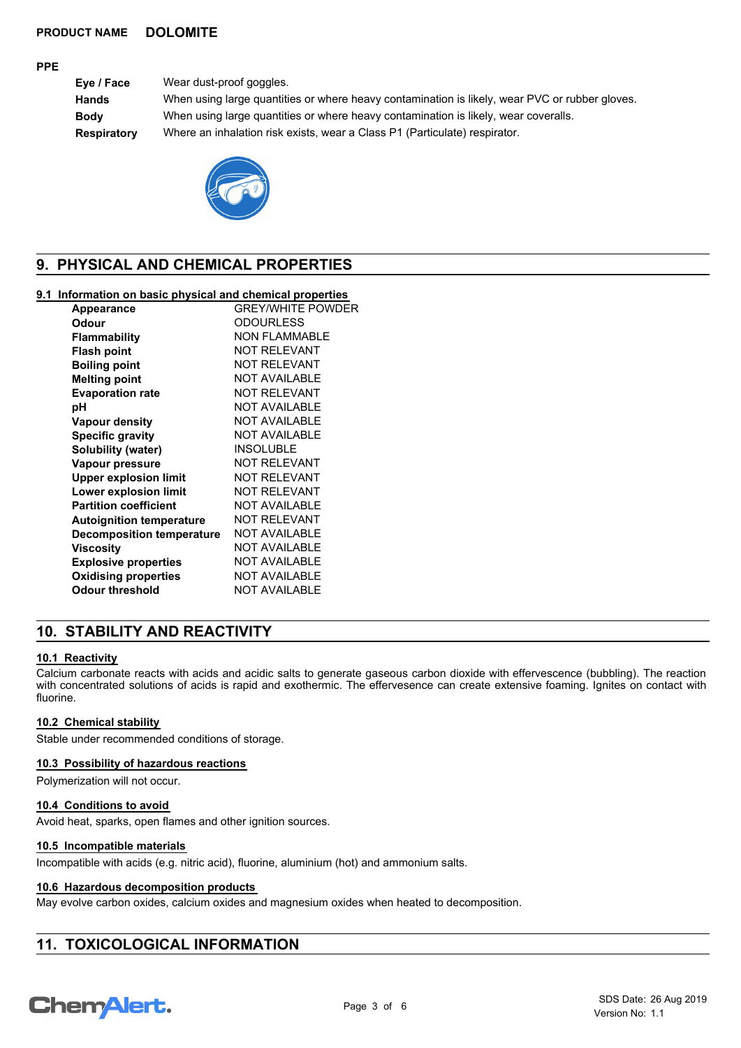**PRODUCT NAME** **DOLOMITE**

**PPE**

| | |
|---|---|
| **Eye / Face** | Wear dust-proof goggles. |
| **Hands** | When using large quantities or where heavy contamination is likely, wear PVC or rubber gloves. |
| **Body** | When using large quantities or where heavy contamination is likely, wear coveralls. |
| **Respiratory** | Where an inhalation risk exists, wear a Class P1 (Particulate) respirator. |

## 9. PHYSICAL AND CHEMICAL PROPERTIES

### 9.1 Information on basic physical and chemical properties

| | |
|---|---|
| **Appearance** | GREY/WHITE POWDER |
| **Odour** | ODOURLESS |
| **Flammability** | NON FLAMMABLE |
| **Flash point** | NOT RELEVANT |
| **Boiling point** | NOT RELEVANT |
| **Melting point** | NOT AVAILABLE |
| **Evaporation rate** | NOT RELEVANT |
| **pH** | NOT AVAILABLE |
| **Vapour density** | NOT AVAILABLE |
| **Specific gravity** | NOT AVAILABLE |
| **Solubility (water)** | INSOLUBLE |
| **Vapour pressure** | NOT RELEVANT |
| **Upper explosion limit** | NOT RELEVANT |
| **Lower explosion limit** | NOT RELEVANT |
| **Partition coefficient** | NOT AVAILABLE |
| **Autoignition temperature** | NOT RELEVANT |
| **Decomposition temperature** | NOT AVAILABLE |
| **Viscosity** | NOT AVAILABLE |
| **Explosive properties** | NOT AVAILABLE |
| **Oxidising properties** | NOT AVAILABLE |
| **Odour threshold** | NOT AVAILABLE |

## 10. STABILITY AND REACTIVITY

### 10.1 Reactivity

Calcium carbonate reacts with acids and acidic salts to generate gaseous carbon dioxide with effervescence (bubbling). The reaction with concentrated solutions of acids is rapid and exothermic. The effervesence can create extensive foaming. Ignites on contact with fluorine.

### 10.2 Chemical stability

Stable under recommended conditions of storage.

### 10.3 Possibility of hazardous reactions

Polymerization will not occur.

### 10.4 Conditions to avoid

Avoid heat, sparks, open flames and other ignition sources.

### 10.5 Incompatible materials

Incompatible with acids (e.g. nitric acid), fluorine, aluminium (hot) and ammonium salts.

### 10.6 Hazardous decomposition products

May evolve carbon oxides, calcium oxides and magnesium oxides when heated to decomposition.

## 11. TOXICOLOGICAL INFORMATION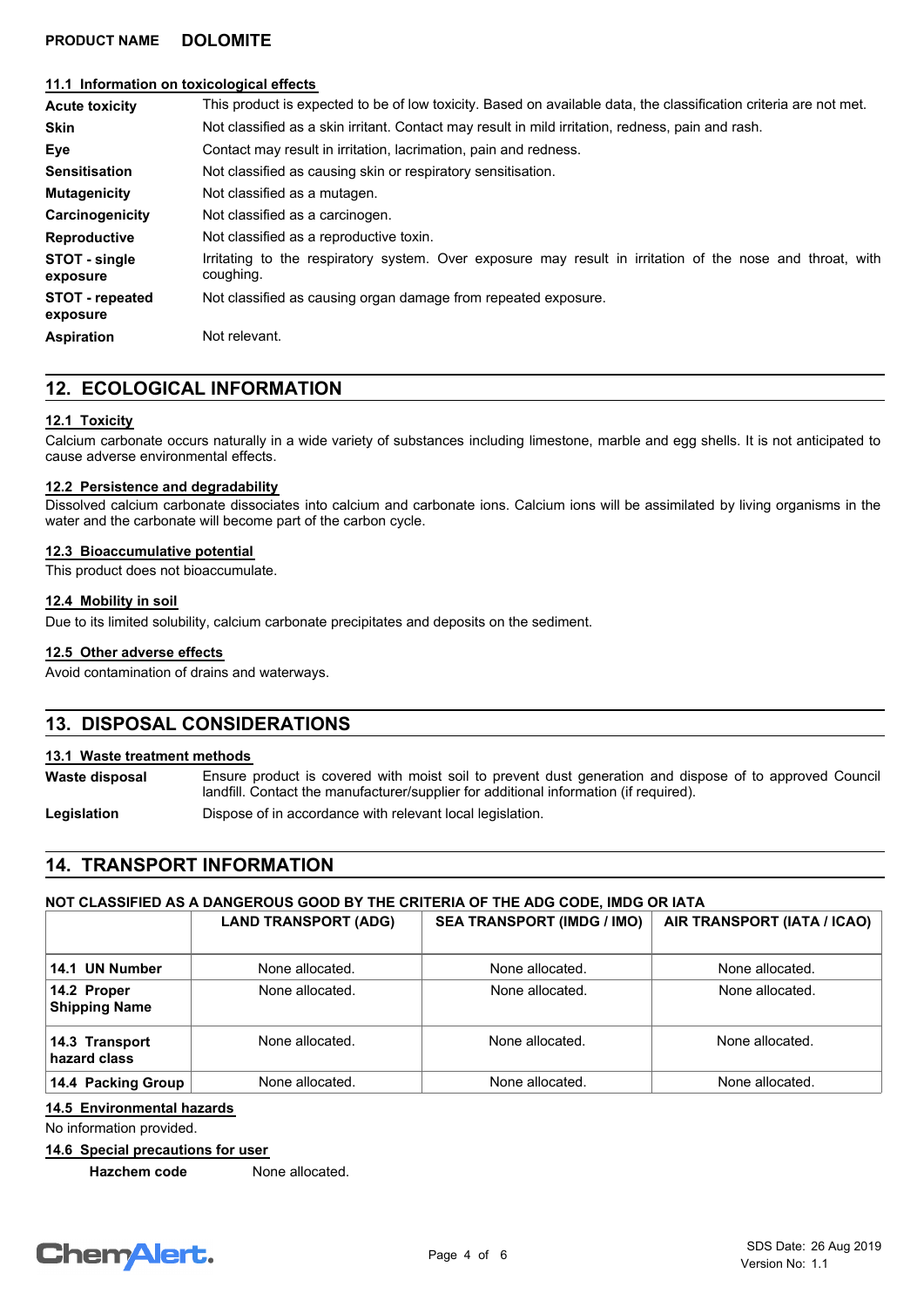### 11.1 Information on toxicological effects

| | |
|---|---|
| **Acute toxicity** | This product is expected to be of low toxicity. Based on available data, the classification criteria are not met. |
| **Skin** | Not classified as a skin irritant. Contact may result in mild irritation, redness, pain and rash. |
| **Eye** | Contact may result in irritation, lacrimation, pain and redness. |
| **Sensitisation** | Not classified as causing skin or respiratory sensitisation. |
| **Mutagenicity** | Not classified as a mutagen. |
| **Carcinogenicity** | Not classified as a carcinogen. |
| **Reproductive** | Not classified as a reproductive toxin. |
| **STOT - single exposure** | Irritating to the respiratory system. Over exposure may result in irritation of the nose and throat, with coughing. |
| **STOT - repeated exposure** | Not classified as causing organ damage from repeated exposure. |
| **Aspiration** | Not relevant. |

## 12. ECOLOGICAL INFORMATION

### 12.1 Toxicity

Calcium carbonate occurs naturally in a wide variety of substances including limestone, marble and egg shells. It is not anticipated to cause adverse environmental effects.

### 12.2 Persistence and degradability

Dissolved calcium carbonate dissociates into calcium and carbonate ions. Calcium ions will be assimilated by living organisms in the water and the carbonate will become part of the carbon cycle.

### 12.3 Bioaccumulative potential

This product does not bioaccumulate.

### 12.4 Mobility in soil

Due to its limited solubility, calcium carbonate precipitates and deposits on the sediment.

### 12.5 Other adverse effects

Avoid contamination of drains and waterways.

## 13. DISPOSAL CONSIDERATIONS

### 13.1 Waste treatment methods

| | |
|---|---|
| **Waste disposal** | Ensure product is covered with moist soil to prevent dust generation and dispose of to approved Council landfill. Contact the manufacturer/supplier for additional information (if required). |
| **Legislation** | Dispose of in accordance with relevant local legislation. |

## 14. TRANSPORT INFORMATION

**NOT CLASSIFIED AS A DANGEROUS GOOD BY THE CRITERIA OF THE ADG CODE, IMDG OR IATA**

| | LAND TRANSPORT (ADG) | SEA TRANSPORT (IMDG / IMO) | AIR TRANSPORT (IATA / ICAO) |
|---|---|---|---|
| **14.1 UN Number** | None allocated. | None allocated. | None allocated. |
| **14.2 Proper Shipping Name** | None allocated. | None allocated. | None allocated. |
| **14.3 Transport hazard class** | None allocated. | None allocated. | None allocated. |
| **14.4 Packing Group** | None allocated. | None allocated. | None allocated. |

### 14.5 Environmental hazards

No information provided.

### 14.6 Special precautions for user

**Hazchem code** None allocated.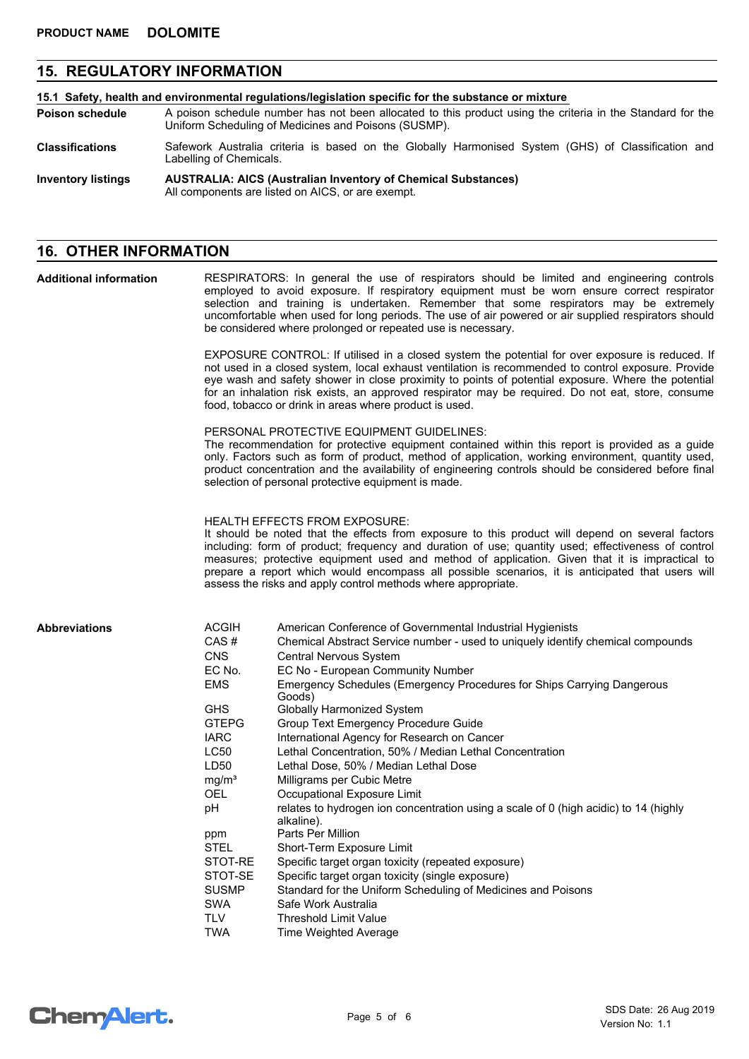## 15. REGULATORY INFORMATION

**15.1 Safety, health and environmental regulations/legislation specific for the substance or mixture**

**Poison schedule** A poison schedule number has not been allocated to this product using the criteria in the Standard for the Uniform Scheduling of Medicines and Poisons (SUSMP).

**Classifications** Safework Australia criteria is based on the Globally Harmonised System (GHS) of Classification and Labelling of Chemicals.

**Inventory listings** **AUSTRALIA: AICS (Australian Inventory of Chemical Substances)**
All components are listed on AICS, or are exempt.

## 16. OTHER INFORMATION

**Additional information**

RESPIRATORS: In general the use of respirators should be limited and engineering controls employed to avoid exposure. If respiratory equipment must be worn ensure correct respirator selection and training is undertaken. Remember that some respirators may be extremely uncomfortable when used for long periods. The use of air powered or air supplied respirators should be considered where prolonged or repeated use is necessary.

EXPOSURE CONTROL: If utilised in a closed system the potential for over exposure is reduced. If not used in a closed system, local exhaust ventilation is recommended to control exposure. Provide eye wash and safety shower in close proximity to points of potential exposure. Where the potential for an inhalation risk exists, an approved respirator may be required. Do not eat, store, consume food, tobacco or drink in areas where product is used.

PERSONAL PROTECTIVE EQUIPMENT GUIDELINES:
The recommendation for protective equipment contained within this report is provided as a guide only. Factors such as form of product, method of application, working environment, quantity used, product concentration and the availability of engineering controls should be considered before final selection of personal protective equipment is made.

HEALTH EFFECTS FROM EXPOSURE:
It should be noted that the effects from exposure to this product will depend on several factors including: form of product; frequency and duration of use; quantity used; effectiveness of control measures; protective equipment used and method of application. Given that it is impractical to prepare a report which would encompass all possible scenarios, it is anticipated that users will assess the risks and apply control methods where appropriate.

**Abbreviations**

| Abbreviation | Meaning |
|---|---|
| ACGIH | American Conference of Governmental Industrial Hygienists |
| CAS # | Chemical Abstract Service number - used to uniquely identify chemical compounds |
| CNS | Central Nervous System |
| EC No. | EC No - European Community Number |
| EMS | Emergency Schedules (Emergency Procedures for Ships Carrying Dangerous Goods) |
| GHS | Globally Harmonized System |
| GTEPG | Group Text Emergency Procedure Guide |
| IARC | International Agency for Research on Cancer |
| LC50 | Lethal Concentration, 50% / Median Lethal Concentration |
| LD50 | Lethal Dose, 50% / Median Lethal Dose |
| $mg/m^3$ | Milligrams per Cubic Metre |
| OEL | Occupational Exposure Limit |
| pH | relates to hydrogen ion concentration using a scale of 0 (high acidic) to 14 (highly alkaline). |
| ppm | Parts Per Million |
| STEL | Short-Term Exposure Limit |
| STOT-RE | Specific target organ toxicity (repeated exposure) |
| STOT-SE | Specific target organ toxicity (single exposure) |
| SUSMP | Standard for the Uniform Scheduling of Medicines and Poisons |
| SWA | Safe Work Australia |
| TLV | Threshold Limit Value |
| TWA | Time Weighted Average |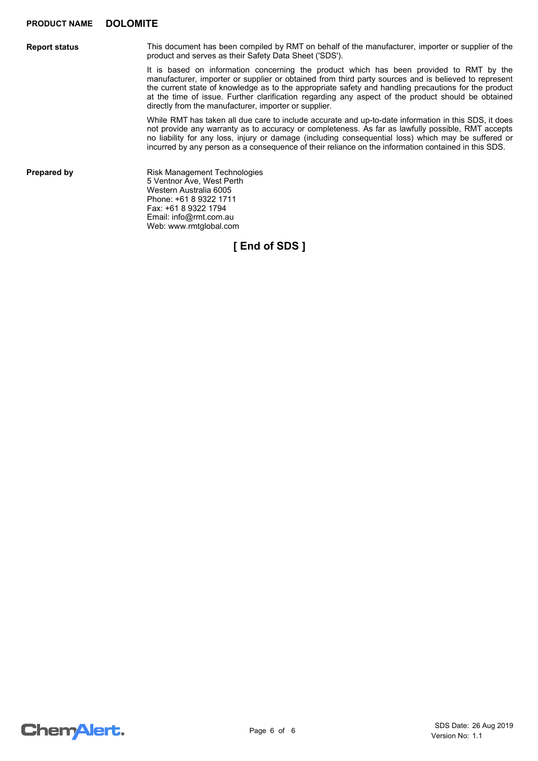**Report status**

This document has been compiled by RMT on behalf of the manufacturer, importer or supplier of the product and serves as their Safety Data Sheet ('SDS').

It is based on information concerning the product which has been provided to RMT by the manufacturer, importer or supplier or obtained from third party sources and is believed to represent the current state of knowledge as to the appropriate safety and handling precautions for the product at the time of issue. Further clarification regarding any aspect of the product should be obtained directly from the manufacturer, importer or supplier.

While RMT has taken all due care to include accurate and up-to-date information in this SDS, it does not provide any warranty as to accuracy or completeness. As far as lawfully possible, RMT accepts no liability for any loss, injury or damage (including consequential loss) which may be suffered or incurred by any person as a consequence of their reliance on the information contained in this SDS.

**Prepared by**

Risk Management Technologies
5 Ventnor Ave, West Perth
Western Australia 6005
Phone: +61 8 9322 1711
Fax: +61 8 9322 1794
Email: info@rmt.com.au
Web: www.rmtglobal.com

**[ End of SDS ]**